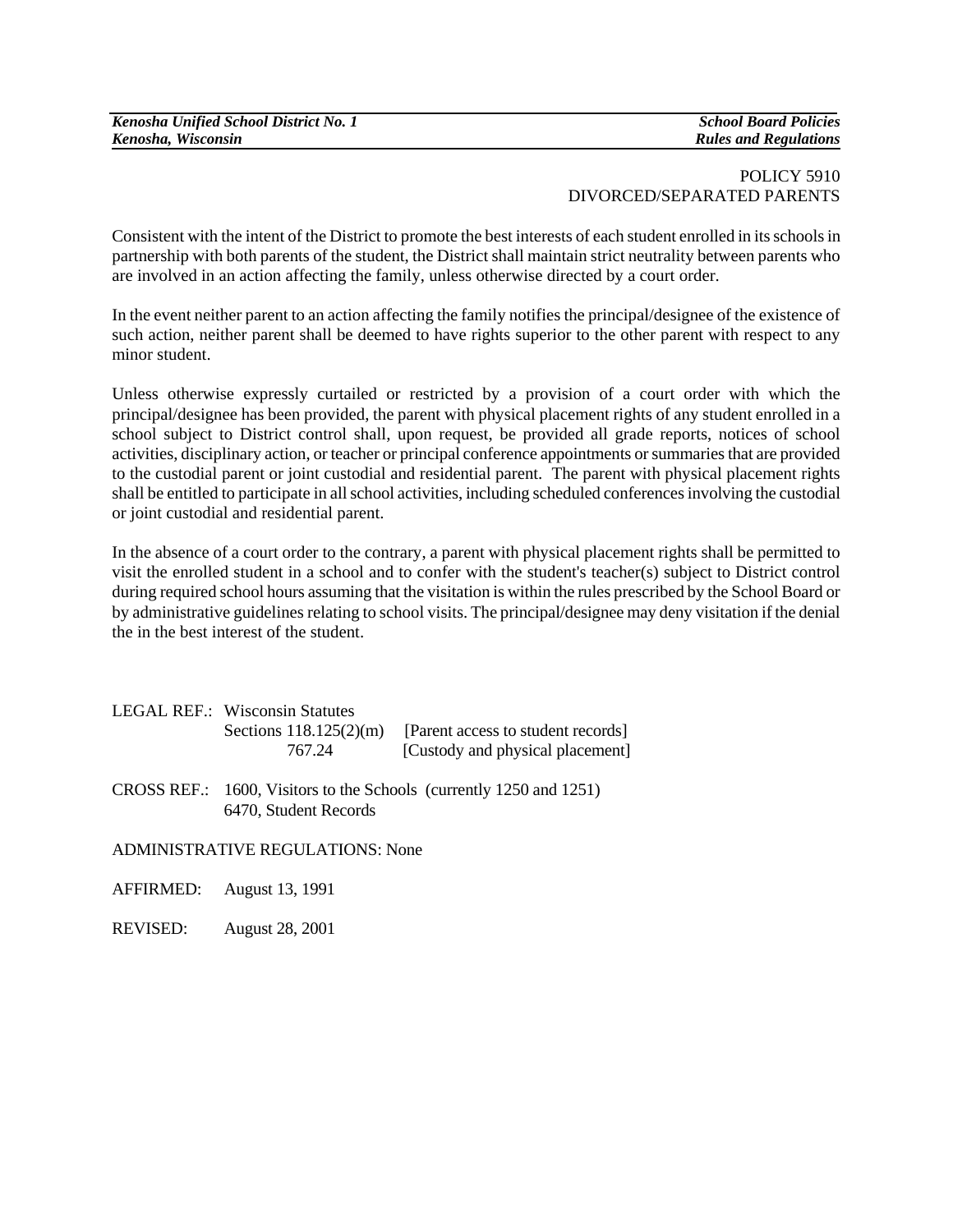# POLICY 5910
# DIVORCED/SEPARATED PARENTS

Consistent with the intent of the District to promote the best interests of each student enrolled in its schools in partnership with both parents of the student, the District shall maintain strict neutrality between parents who are involved in an action affecting the family, unless otherwise directed by a court order.

In the event neither parent to an action affecting the family notifies the principal/designee of the existence of such action, neither parent shall be deemed to have rights superior to the other parent with respect to any minor student.

Unless otherwise expressly curtailed or restricted by a provision of a court order with which the principal/designee has been provided, the parent with physical placement rights of any student enrolled in a school subject to District control shall, upon request, be provided all grade reports, notices of school activities, disciplinary action, or teacher or principal conference appointments or summaries that are provided to the custodial parent or joint custodial and residential parent. The parent with physical placement rights shall be entitled to participate in all school activities, including scheduled conferences involving the custodial or joint custodial and residential parent.

In the absence of a court order to the contrary, a parent with physical placement rights shall be permitted to visit the enrolled student in a school and to confer with the student's teacher(s) subject to District control during required school hours assuming that the visitation is within the rules prescribed by the School Board or by administrative guidelines relating to school visits. The principal/designee may deny visitation if the denial the in the best interest of the student.

LEGAL REF.: Wisconsin Statutes
Sections 118.125(2)(m) [Parent access to student records]
767.24 [Custody and physical placement]

CROSS REF.: 1600, Visitors to the Schools (currently 1250 and 1251)
6470, Student Records

ADMINISTRATIVE REGULATIONS: None

AFFIRMED: August 13, 1991

REVISED: August 28, 2001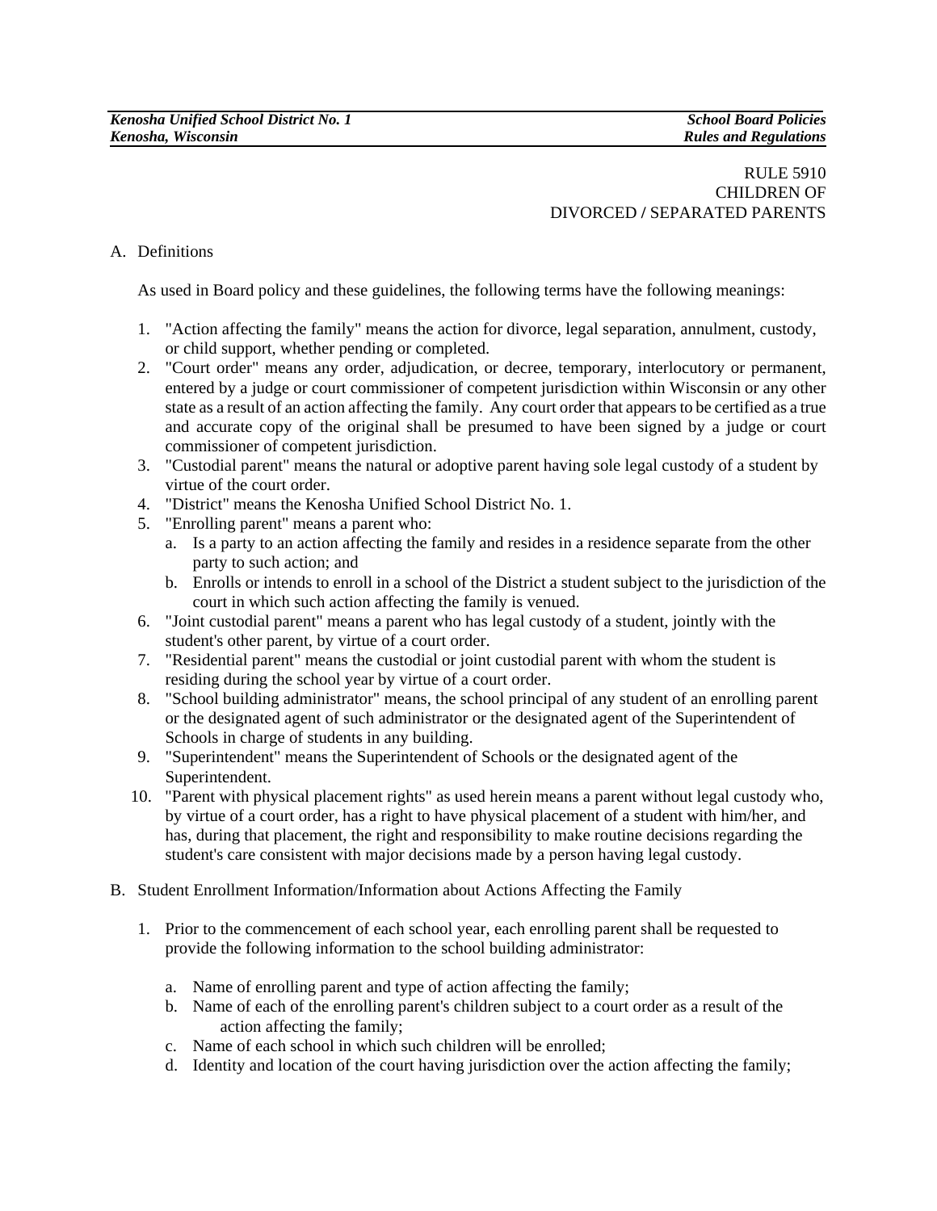RULE 5910
CHILDREN OF
DIVORCED / SEPARATED PARENTS

A. Definitions

As used in Board policy and these guidelines, the following terms have the following meanings:

1. "Action affecting the family" means the action for divorce, legal separation, annulment, custody, or child support, whether pending or completed.
2. "Court order" means any order, adjudication, or decree, temporary, interlocutory or permanent, entered by a judge or court commissioner of competent jurisdiction within Wisconsin or any other state as a result of an action affecting the family. Any court order that appears to be certified as a true and accurate copy of the original shall be presumed to have been signed by a judge or court commissioner of competent jurisdiction.
3. "Custodial parent" means the natural or adoptive parent having sole legal custody of a student by virtue of the court order.
4. "District" means the Kenosha Unified School District No. 1.
5. "Enrolling parent" means a parent who:
   a. Is a party to an action affecting the family and resides in a residence separate from the other party to such action; and
   b. Enrolls or intends to enroll in a school of the District a student subject to the jurisdiction of the court in which such action affecting the family is venued.
6. "Joint custodial parent" means a parent who has legal custody of a student, jointly with the student's other parent, by virtue of a court order.
7. "Residential parent" means the custodial or joint custodial parent with whom the student is residing during the school year by virtue of a court order.
8. "School building administrator" means, the school principal of any student of an enrolling parent or the designated agent of such administrator or the designated agent of the Superintendent of Schools in charge of students in any building.
9. "Superintendent" means the Superintendent of Schools or the designated agent of the Superintendent.
10. "Parent with physical placement rights" as used herein means a parent without legal custody who, by virtue of a court order, has a right to have physical placement of a student with him/her, and has, during that placement, the right and responsibility to make routine decisions regarding the student's care consistent with major decisions made by a person having legal custody.

B. Student Enrollment Information/Information about Actions Affecting the Family

1. Prior to the commencement of each school year, each enrolling parent shall be requested to provide the following information to the school building administrator:

   a. Name of enrolling parent and type of action affecting the family;
   b. Name of each of the enrolling parent's children subject to a court order as a result of the action affecting the family;
   c. Name of each school in which such children will be enrolled;
   d. Identity and location of the court having jurisdiction over the action affecting the family;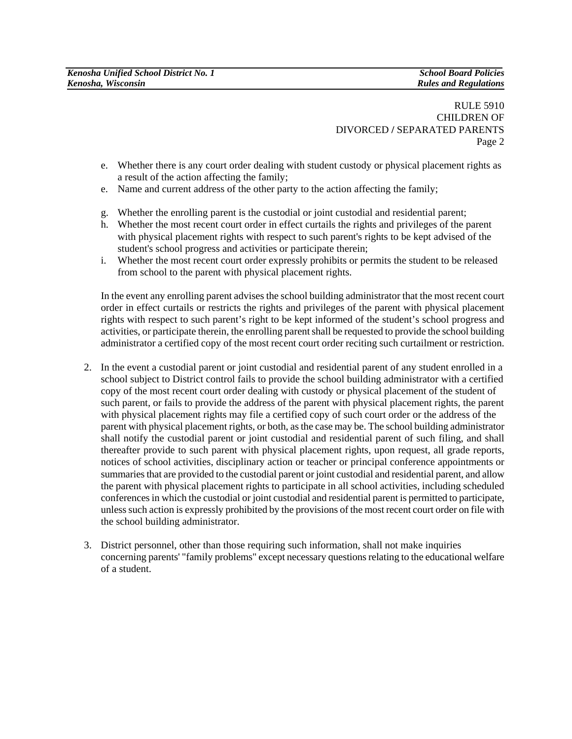RULE 5910
CHILDREN OF
DIVORCED / SEPARATED PARENTS

e. Whether there is any court order dealing with student custody or physical placement rights as a result of the action affecting the family;
e. Name and current address of the other party to the action affecting the family;
g. Whether the enrolling parent is the custodial or joint custodial and residential parent;
h. Whether the most recent court order in effect curtails the rights and privileges of the parent with physical placement rights with respect to such parent's rights to be kept advised of the student's school progress and activities or participate therein;
i. Whether the most recent court order expressly prohibits or permits the student to be released from school to the parent with physical placement rights.

In the event any enrolling parent advises the school building administrator that the most recent court order in effect curtails or restricts the rights and privileges of the parent with physical placement rights with respect to such parent's right to be kept informed of the student's school progress and activities, or participate therein, the enrolling parent shall be requested to provide the school building administrator a certified copy of the most recent court order reciting such curtailment or restriction.

2. In the event a custodial parent or joint custodial and residential parent of any student enrolled in a school subject to District control fails to provide the school building administrator with a certified copy of the most recent court order dealing with custody or physical placement of the student of such parent, or fails to provide the address of the parent with physical placement rights, the parent with physical placement rights may file a certified copy of such court order or the address of the parent with physical placement rights, or both, as the case may be. The school building administrator shall notify the custodial parent or joint custodial and residential parent of such filing, and shall thereafter provide to such parent with physical placement rights, upon request, all grade reports, notices of school activities, disciplinary action or teacher or principal conference appointments or summaries that are provided to the custodial parent or joint custodial and residential parent, and allow the parent with physical placement rights to participate in all school activities, including scheduled conferences in which the custodial or joint custodial and residential parent is permitted to participate, unless such action is expressly prohibited by the provisions of the most recent court order on file with the school building administrator.

3. District personnel, other than those requiring such information, shall not make inquiries concerning parents' "family problems" except necessary questions relating to the educational welfare of a student.